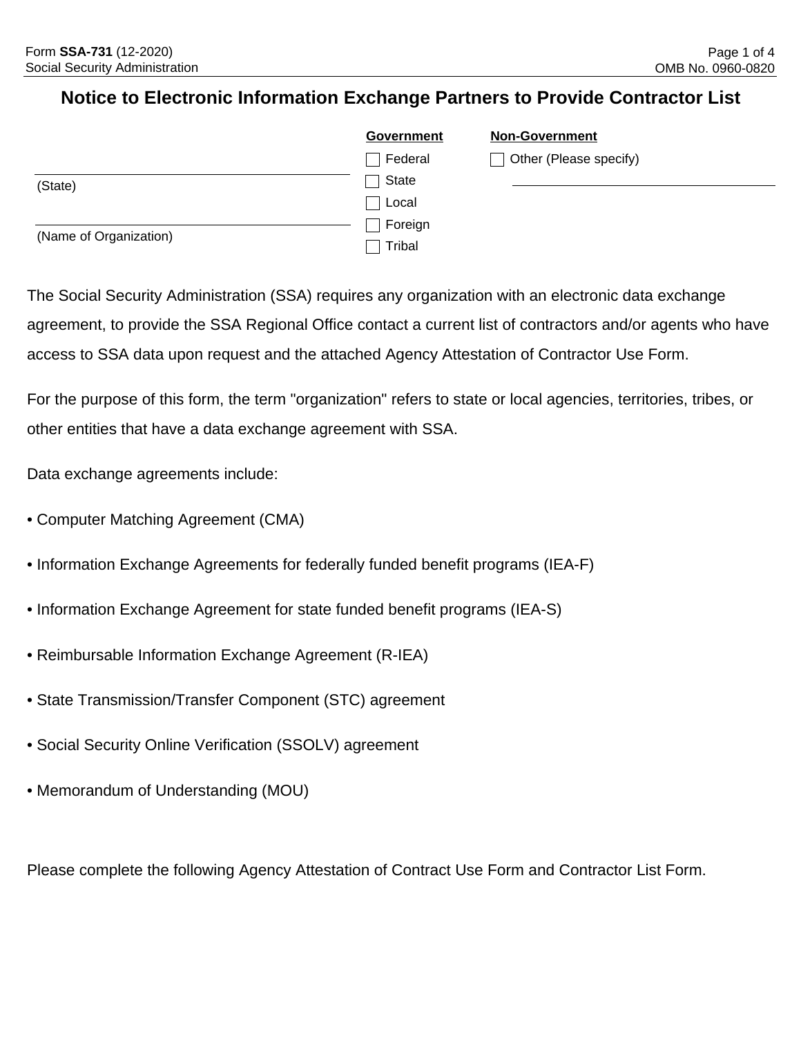Form **SSA-731** (12-2020)
Social Security Administration

OMB No. 0960-0820

# Notice to Electronic Information Exchange Partners to Provide Contractor List

**Government**

☐ Federal
☐ State
☐ Local
☐ Foreign
☐ Tribal

**Non-Government**

☐ Other (Please specify) \_\_\_\_\_\_\_\_\_\_\_\_\_\_\_\_\_\_\_\_

\_\_\_\_\_\_\_\_\_\_\_\_\_\_\_\_\_\_\_\_\_\_\_\_\_\_\_\_\_\_
(State)

\_\_\_\_\_\_\_\_\_\_\_\_\_\_\_\_\_\_\_\_\_\_\_\_\_\_\_\_\_\_
(Name of Organization)

The Social Security Administration (SSA) requires any organization with an electronic data exchange agreement, to provide the SSA Regional Office contact a current list of contractors and/or agents who have access to SSA data upon request and the attached Agency Attestation of Contractor Use Form.

For the purpose of this form, the term "organization" refers to state or local agencies, territories, tribes, or other entities that have a data exchange agreement with SSA.

Data exchange agreements include:

- Computer Matching Agreement (CMA)
- Information Exchange Agreements for federally funded benefit programs (IEA-F)
- Information Exchange Agreement for state funded benefit programs (IEA-S)
- Reimbursable Information Exchange Agreement (R-IEA)
- State Transmission/Transfer Component (STC) agreement
- Social Security Online Verification (SSOLV) agreement
- Memorandum of Understanding (MOU)

Please complete the following Agency Attestation of Contract Use Form and Contractor List Form.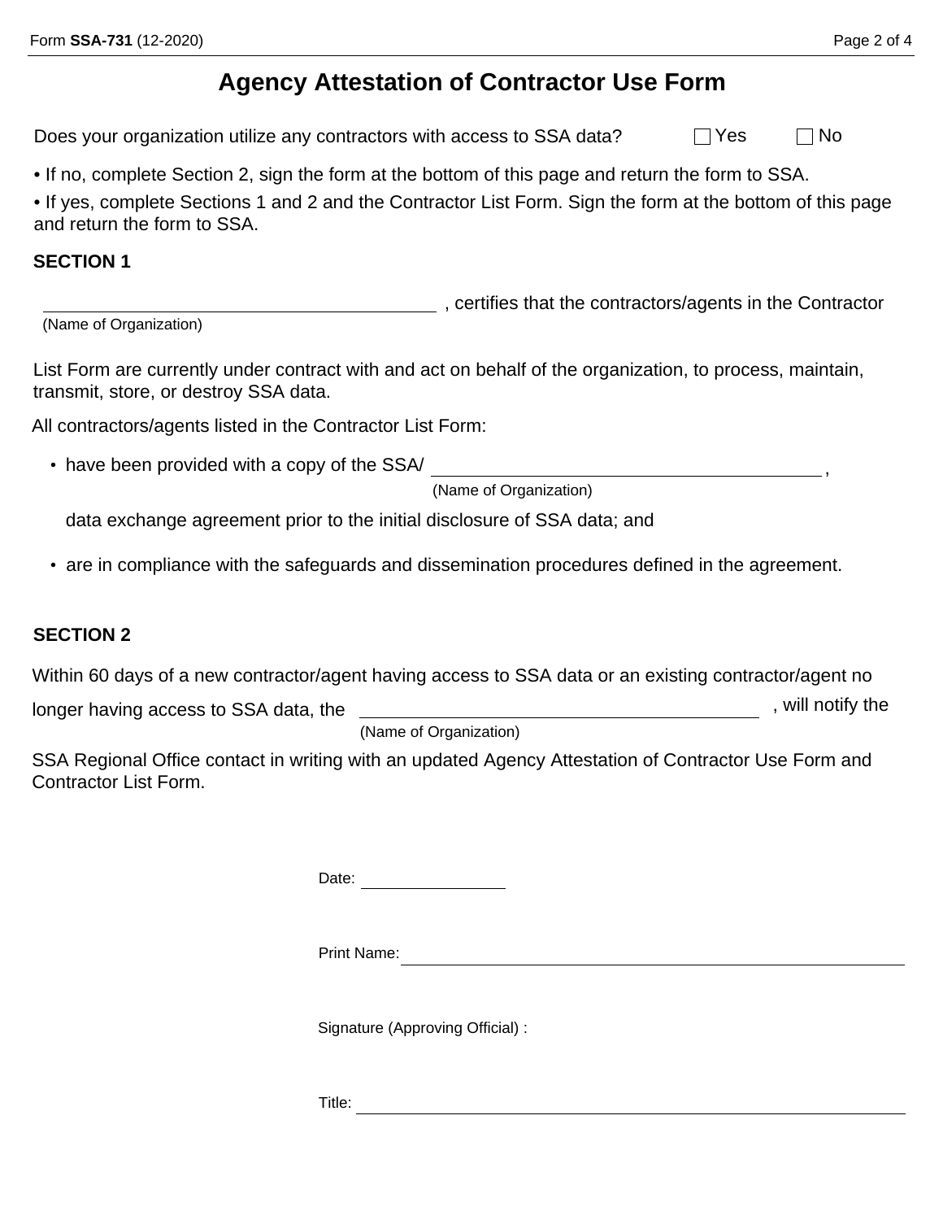# Agency Attestation of Contractor Use Form

Does your organization utilize any contractors with access to SSA data? ☐ Yes ☐ No

- If no, complete Section 2, sign the form at the bottom of this page and return the form to SSA.
- If yes, complete Sections 1 and 2 and the Contractor List Form. Sign the form at the bottom of this page and return the form to SSA.

**SECTION 1**

______________________________ , certifies that the contractors/agents in the Contractor
(Name of Organization)

List Form are currently under contract with and act on behalf of the organization, to process, maintain, transmit, store, or destroy SSA data.

All contractors/agents listed in the Contractor List Form:

- have been provided with a copy of the SSA/ ______________________________ ,
  (Name of Organization)

  data exchange agreement prior to the initial disclosure of SSA data; and

- are in compliance with the safeguards and dissemination procedures defined in the agreement.

**SECTION 2**

Within 60 days of a new contractor/agent having access to SSA data or an existing contractor/agent no longer having access to SSA data, the ______________________________ , will notify the
(Name of Organization)

SSA Regional Office contact in writing with an updated Agency Attestation of Contractor Use Form and Contractor List Form.

Date: ____________

Print Name: ______________________________

Signature (Approving Official) :

Title: ______________________________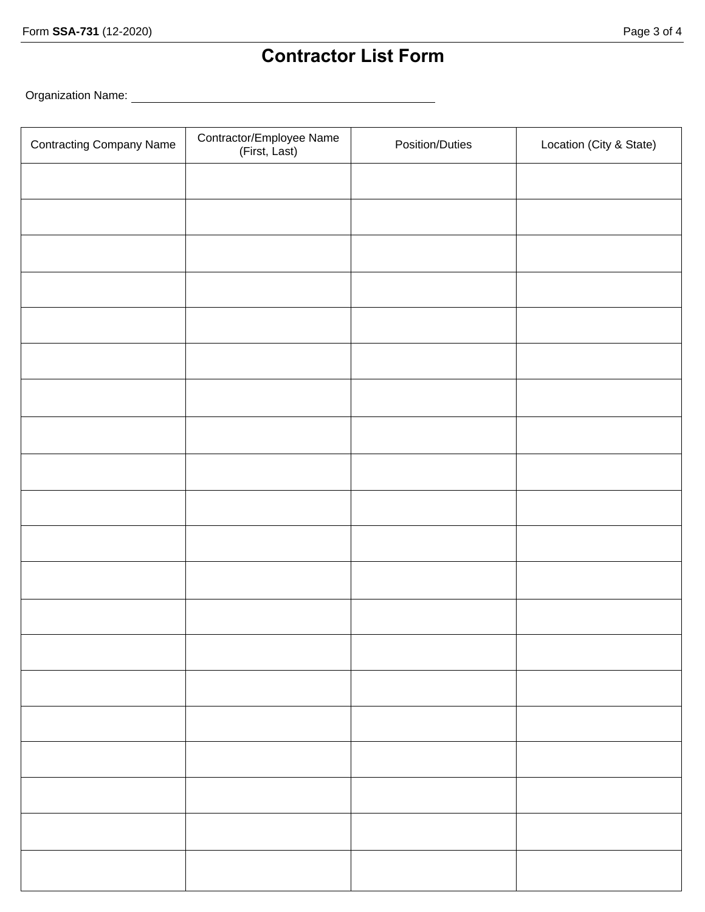# Contractor List Form

Organization Name: ______________________________

| Contracting Company Name | Contractor/Employee Name (First, Last) | Position/Duties | Location (City & State) |
|---|---|---|---|
| | | | |
| | | | |
| | | | |
| | | | |
| | | | |
| | | | |
| | | | |
| | | | |
| | | | |
| | | | |
| | | | |
| | | | |
| | | | |
| | | | |
| | | | |
| | | | |
| | | | |
| | | | |
| | | | |
| | | | |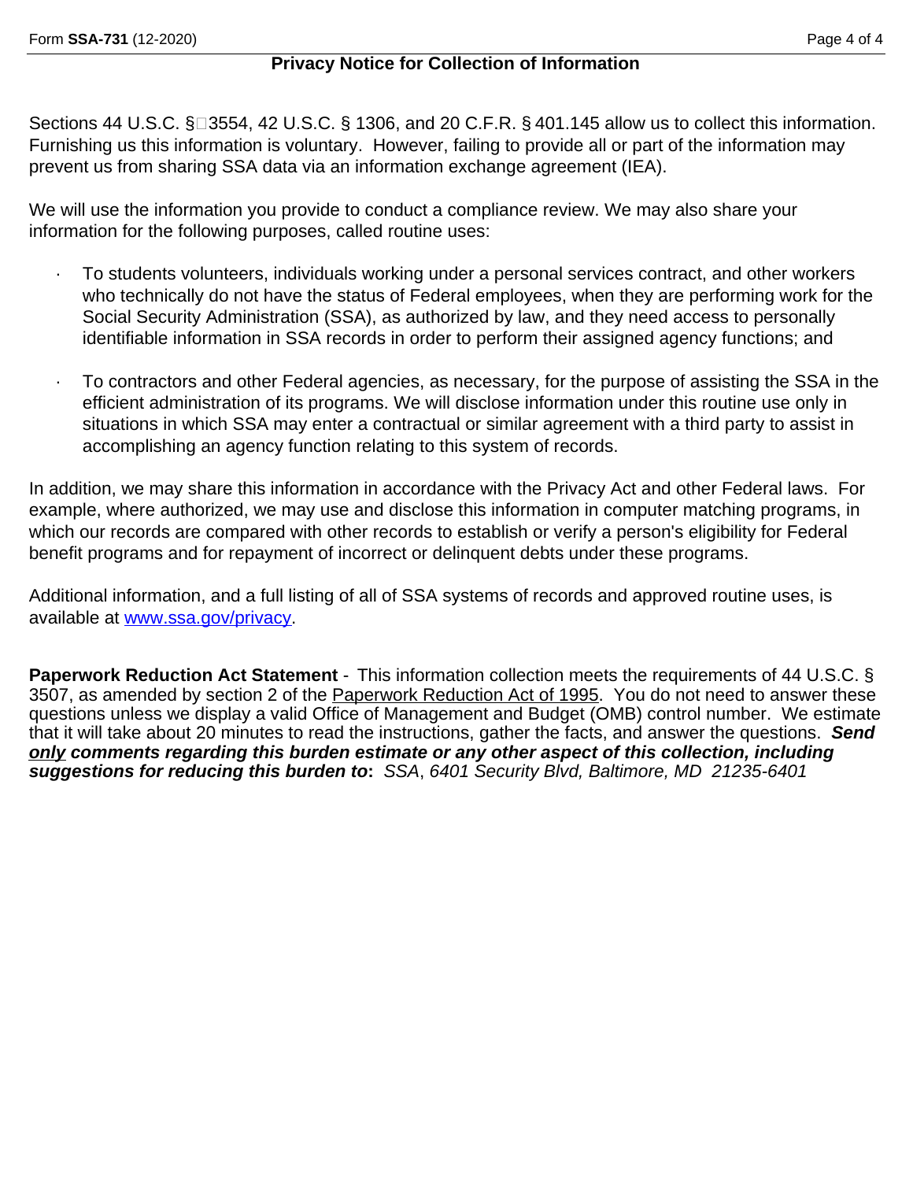## Privacy Notice for Collection of Information

Sections 44 U.S.C. § 3554, 42 U.S.C. § 1306, and 20 C.F.R. § 401.145 allow us to collect this information. Furnishing us this information is voluntary. However, failing to provide all or part of the information may prevent us from sharing SSA data via an information exchange agreement (IEA).

We will use the information you provide to conduct a compliance review. We may also share your information for the following purposes, called routine uses:

- To students volunteers, individuals working under a personal services contract, and other workers who technically do not have the status of Federal employees, when they are performing work for the Social Security Administration (SSA), as authorized by law, and they need access to personally identifiable information in SSA records in order to perform their assigned agency functions; and

- To contractors and other Federal agencies, as necessary, for the purpose of assisting the SSA in the efficient administration of its programs. We will disclose information under this routine use only in situations in which SSA may enter a contractual or similar agreement with a third party to assist in accomplishing an agency function relating to this system of records.

In addition, we may share this information in accordance with the Privacy Act and other Federal laws. For example, where authorized, we may use and disclose this information in computer matching programs, in which our records are compared with other records to establish or verify a person's eligibility for Federal benefit programs and for repayment of incorrect or delinquent debts under these programs.

Additional information, and a full listing of all of SSA systems of records and approved routine uses, is available at www.ssa.gov/privacy.

**Paperwork Reduction Act Statement** - This information collection meets the requirements of 44 U.S.C. § 3507, as amended by section 2 of the Paperwork Reduction Act of 1995. You do not need to answer these questions unless we display a valid Office of Management and Budget (OMB) control number. We estimate that it will take about 20 minutes to read the instructions, gather the facts, and answer the questions. ***Send only comments regarding this burden estimate or any other aspect of this collection, including suggestions for reducing this burden to*****:** *SSA*, *6401 Security Blvd, Baltimore, MD 21235-6401*